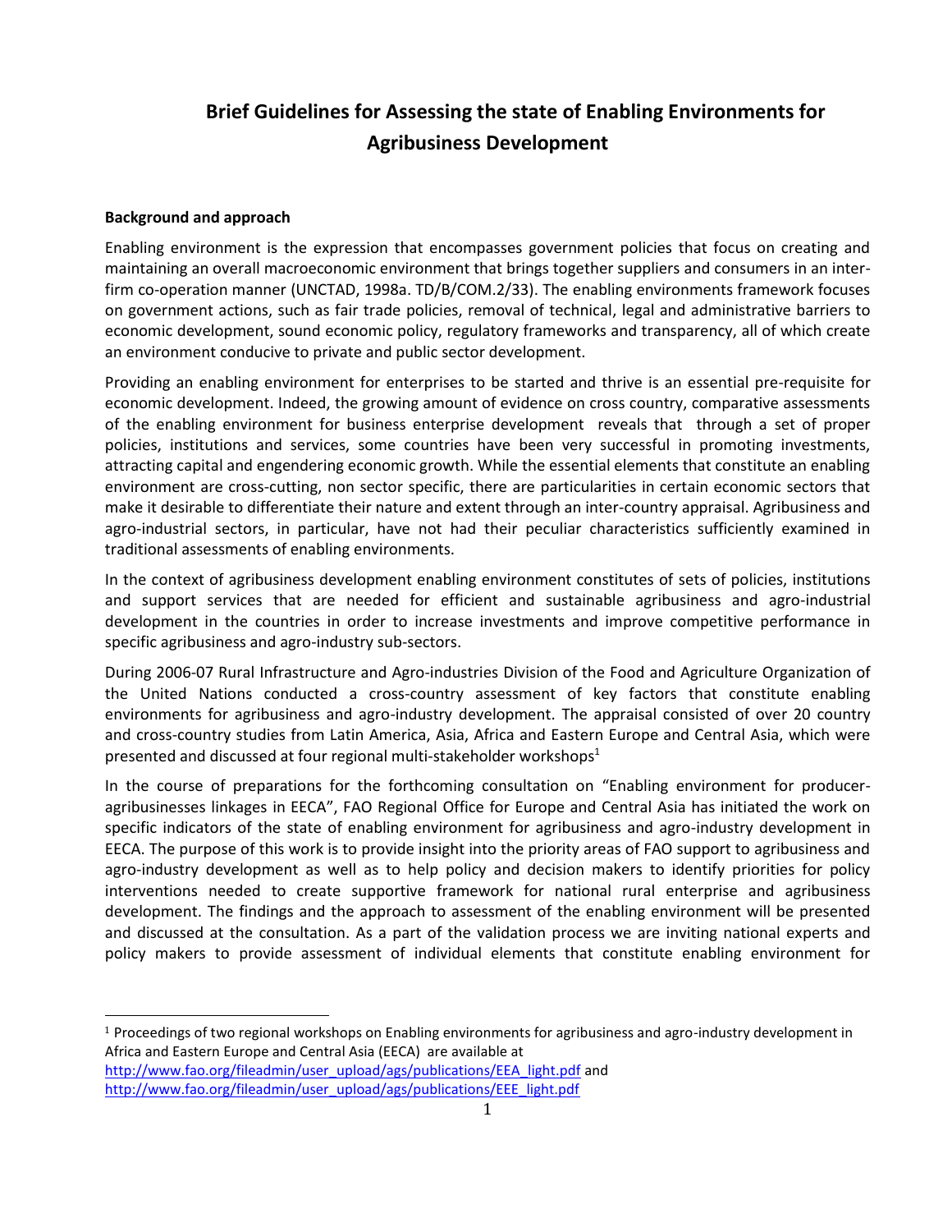# Brief Guidelines for Assessing the state of Enabling Environments for Agribusiness Development

**Background and approach**

Enabling environment is the expression that encompasses government policies that focus on creating and maintaining an overall macroeconomic environment that brings together suppliers and consumers in an inter-firm co-operation manner (UNCTAD, 1998a. TD/B/COM.2/33). The enabling environments framework focuses on government actions, such as fair trade policies, removal of technical, legal and administrative barriers to economic development, sound economic policy, regulatory frameworks and transparency, all of which create an environment conducive to private and public sector development.

Providing an enabling environment for enterprises to be started and thrive is an essential pre-requisite for economic development. Indeed, the growing amount of evidence on cross country, comparative assessments of the enabling environment for business enterprise development reveals that through a set of proper policies, institutions and services, some countries have been very successful in promoting investments, attracting capital and engendering economic growth. While the essential elements that constitute an enabling environment are cross-cutting, non sector specific, there are particularities in certain economic sectors that make it desirable to differentiate their nature and extent through an inter-country appraisal. Agribusiness and agro-industrial sectors, in particular, have not had their peculiar characteristics sufficiently examined in traditional assessments of enabling environments.

In the context of agribusiness development enabling environment constitutes of sets of policies, institutions and support services that are needed for efficient and sustainable agribusiness and agro-industrial development in the countries in order to increase investments and improve competitive performance in specific agribusiness and agro-industry sub-sectors.

During 2006-07 Rural Infrastructure and Agro-industries Division of the Food and Agriculture Organization of the United Nations conducted a cross-country assessment of key factors that constitute enabling environments for agribusiness and agro-industry development. The appraisal consisted of over 20 country and cross-country studies from Latin America, Asia, Africa and Eastern Europe and Central Asia, which were presented and discussed at four regional multi-stakeholder workshops[1]

In the course of preparations for the forthcoming consultation on "Enabling environment for producer-agribusinesses linkages in EECA", FAO Regional Office for Europe and Central Asia has initiated the work on specific indicators of the state of enabling environment for agribusiness and agro-industry development in EECA. The purpose of this work is to provide insight into the priority areas of FAO support to agribusiness and agro-industry development as well as to help policy and decision makers to identify priorities for policy interventions needed to create supportive framework for national rural enterprise and agribusiness development. The findings and the approach to assessment of the enabling environment will be presented and discussed at the consultation. As a part of the validation process we are inviting national experts and policy makers to provide assessment of individual elements that constitute enabling environment for

[1] Proceedings of two regional workshops on Enabling environments for agribusiness and agro-industry development in Africa and Eastern Europe and Central Asia (EECA) are available at http://www.fao.org/fileadmin/user_upload/ags/publications/EEA_light.pdf and http://www.fao.org/fileadmin/user_upload/ags/publications/EEE_light.pdf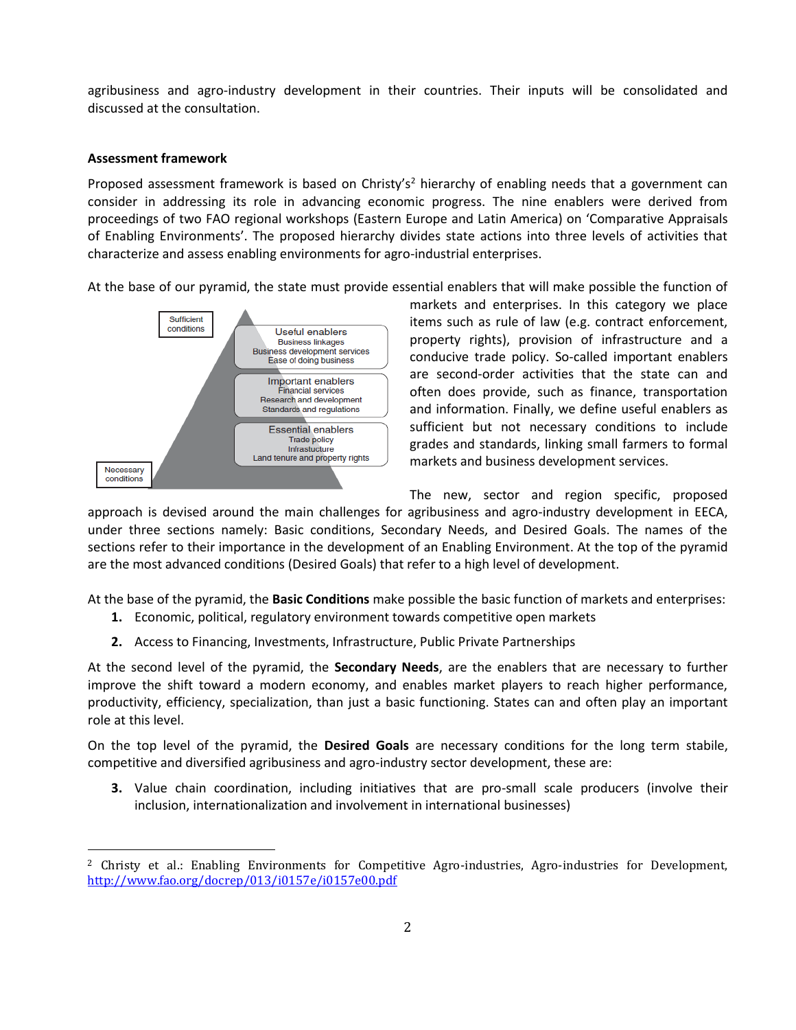agribusiness and agro-industry development in their countries. Their inputs will be consolidated and discussed at the consultation.

**Assessment framework**

Proposed assessment framework is based on Christy's[2] hierarchy of enabling needs that a government can consider in addressing its role in advancing economic progress. The nine enablers were derived from proceedings of two FAO regional workshops (Eastern Europe and Latin America) on 'Comparative Appraisals of Enabling Environments'. The proposed hierarchy divides state actions into three levels of activities that characterize and assess enabling environments for agro-industrial enterprises.

At the base of our pyramid, the state must provide essential enablers that will make possible the function of markets and enterprises. In this category we place items such as rule of law (e.g. contract enforcement, property rights), provision of infrastructure and a conducive trade policy. So-called important enablers are second-order activities that the state can and often does provide, such as finance, transportation and information. Finally, we define useful enablers as sufficient but not necessary conditions to include grades and standards, linking small farmers to formal markets and business development services.

Sufficient conditions

Useful enablers
Business linkages
Business development services
Ease of doing business

Important enablers
Financial services
Research and development
Standards and regulations

Essential enablers
Trade policy
Infrastructure
Land tenure and property rights

Necessary conditions

The new, sector and region specific, proposed approach is devised around the main challenges for agribusiness and agro-industry development in EECA, under three sections namely: Basic conditions, Secondary Needs, and Desired Goals. The names of the sections refer to their importance in the development of an Enabling Environment. At the top of the pyramid are the most advanced conditions (Desired Goals) that refer to a high level of development.

At the base of the pyramid, the **Basic Conditions** make possible the basic function of markets and enterprises:

1. Economic, political, regulatory environment towards competitive open markets
2. Access to Financing, Investments, Infrastructure, Public Private Partnerships

At the second level of the pyramid, the **Secondary Needs**, are the enablers that are necessary to further improve the shift toward a modern economy, and enables market players to reach higher performance, productivity, efficiency, specialization, than just a basic functioning. States can and often play an important role at this level.

On the top level of the pyramid, the **Desired Goals** are necessary conditions for the long term stabile, competitive and diversified agribusiness and agro-industry sector development, these are:

3. Value chain coordination, including initiatives that are pro-small scale producers (involve their inclusion, internationalization and involvement in international businesses)

---

[2] Christy et al.: Enabling Environments for Competitive Agro-industries, Agro-industries for Development, http://www.fao.org/docrep/013/i0157e/i0157e00.pdf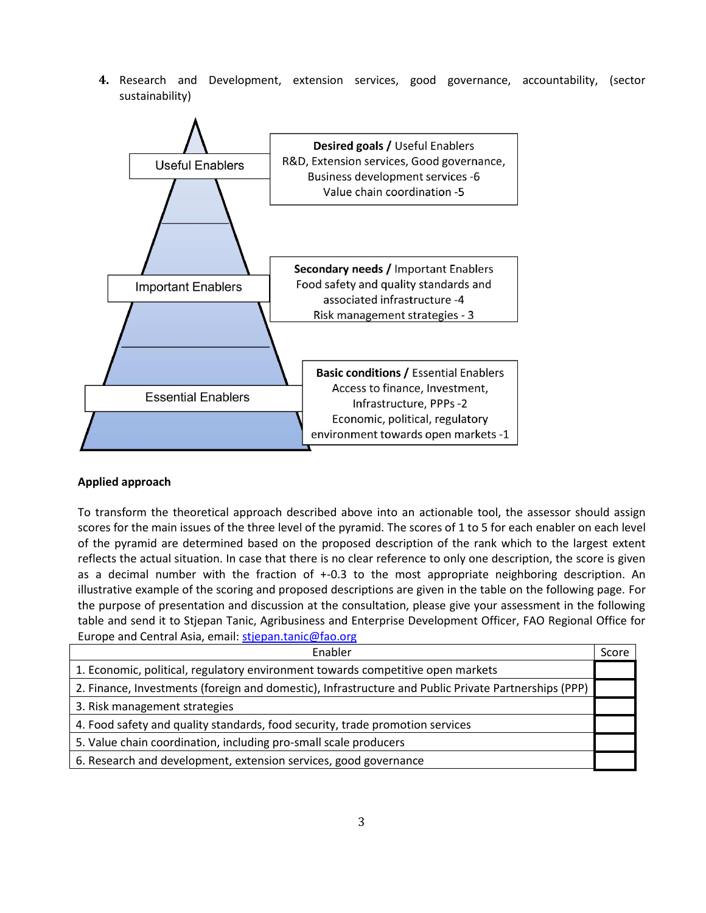4. Research and Development, extension services, good governance, accountability, (sector sustainability)

Useful Enablers

**Desired goals /** Useful Enablers
R&D, Extension services, Good governance, Business development services -6
Value chain coordination -5

Important Enablers

**Secondary needs /** Important Enablers
Food safety and quality standards and associated infrastructure -4
Risk management strategies - 3

Essential Enablers

**Basic conditions /** Essential Enablers
Access to finance, Investment, Infrastructure, PPPs -2
Economic, political, regulatory environment towards open markets -1

**Applied approach**

To transform the theoretical approach described above into an actionable tool, the assessor should assign scores for the main issues of the three level of the pyramid. The scores of 1 to 5 for each enabler on each level of the pyramid are determined based on the proposed description of the rank which to the largest extent reflects the actual situation. In case that there is no clear reference to only one description, the score is given as a decimal number with the fraction of +-0.3 to the most appropriate neighboring description. An illustrative example of the scoring and proposed descriptions are given in the table on the following page. For the purpose of presentation and discussion at the consultation, please give your assessment in the following table and send it to Stjepan Tanic, Agribusiness and Enterprise Development Officer, FAO Regional Office for Europe and Central Asia, email: stjepan.tanic@fao.org

| Enabler | Score |
|---|---|
| 1. Economic, political, regulatory environment towards competitive open markets | |
| 2. Finance, Investments (foreign and domestic), Infrastructure and Public Private Partnerships (PPP) | |
| 3. Risk management strategies | |
| 4. Food safety and quality standards, food security, trade promotion services | |
| 5. Value chain coordination, including pro-small scale producers | |
| 6. Research and development, extension services, good governance | |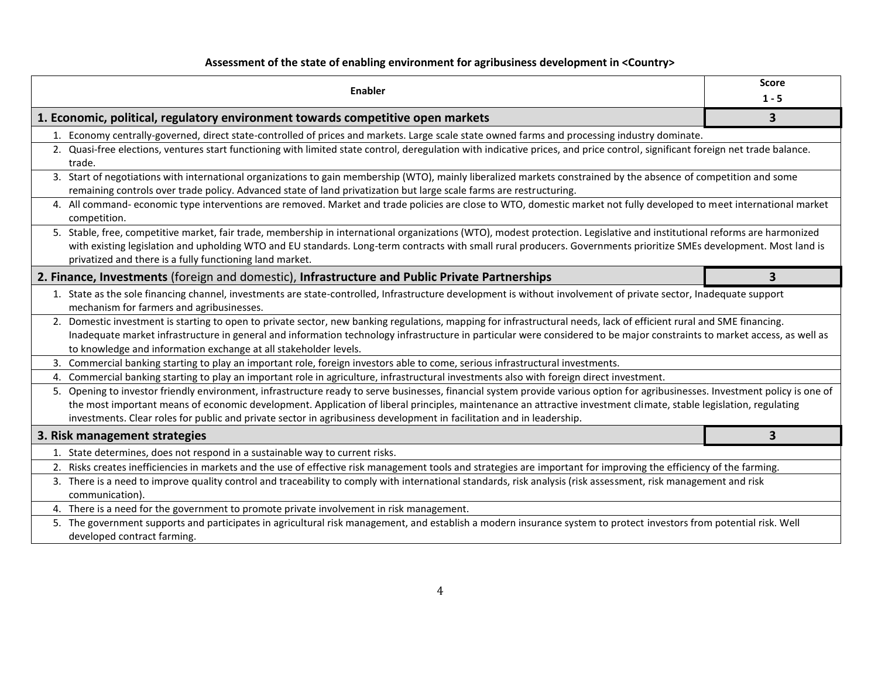**Assessment of the state of enabling environment for agribusiness development in <Country>**

| Enabler | Score 1 - 5 |
|---|---|
| **1. Economic, political, regulatory environment towards competitive open markets** | **3** |
| 1. Economy centrally-governed, direct state-controlled of prices and markets. Large scale state owned farms and processing industry dominate. | |
| 2. Quasi-free elections, ventures start functioning with limited state control, deregulation with indicative prices, and price control, significant foreign net trade balance. trade. | |
| 3. Start of negotiations with international organizations to gain membership (WTO), mainly liberalized markets constrained by the absence of competition and some remaining controls over trade policy. Advanced state of land privatization but large scale farms are restructuring. | |
| 4. All command- economic type interventions are removed. Market and trade policies are close to WTO, domestic market not fully developed to meet international market competition. | |
| 5. Stable, free, competitive market, fair trade, membership in international organizations (WTO), modest protection. Legislative and institutional reforms are harmonized with existing legislation and upholding WTO and EU standards. Long-term contracts with small rural producers. Governments prioritize SMEs development. Most land is privatized and there is a fully functioning land market. | |
| **2. Finance, Investments** (foreign and domestic), **Infrastructure and Public Private Partnerships** | **3** |
| 1. State as the sole financing channel, investments are state-controlled, Infrastructure development is without involvement of private sector, Inadequate support mechanism for farmers and agribusinesses. | |
| 2. Domestic investment is starting to open to private sector, new banking regulations, mapping for infrastructural needs, lack of efficient rural and SME financing. Inadequate market infrastructure in general and information technology infrastructure in particular were considered to be major constraints to market access, as well as to knowledge and information exchange at all stakeholder levels. | |
| 3. Commercial banking starting to play an important role, foreign investors able to come, serious infrastructural investments. | |
| 4. Commercial banking starting to play an important role in agriculture, infrastructural investments also with foreign direct investment. | |
| 5. Opening to investor friendly environment, infrastructure ready to serve businesses, financial system provide various option for agribusinesses. Investment policy is one of the most important means of economic development. Application of liberal principles, maintenance an attractive investment climate, stable legislation, regulating investments. Clear roles for public and private sector in agribusiness development in facilitation and in leadership. | |
| **3. Risk management strategies** | **3** |
| 1. State determines, does not respond in a sustainable way to current risks. | |
| 2. Risks creates inefficiencies in markets and the use of effective risk management tools and strategies are important for improving the efficiency of the farming. | |
| 3. There is a need to improve quality control and traceability to comply with international standards, risk analysis (risk assessment, risk management and risk communication). | |
| 4. There is a need for the government to promote private involvement in risk management. | |
| 5. The government supports and participates in agricultural risk management, and establish a modern insurance system to protect investors from potential risk. Well developed contract farming. | |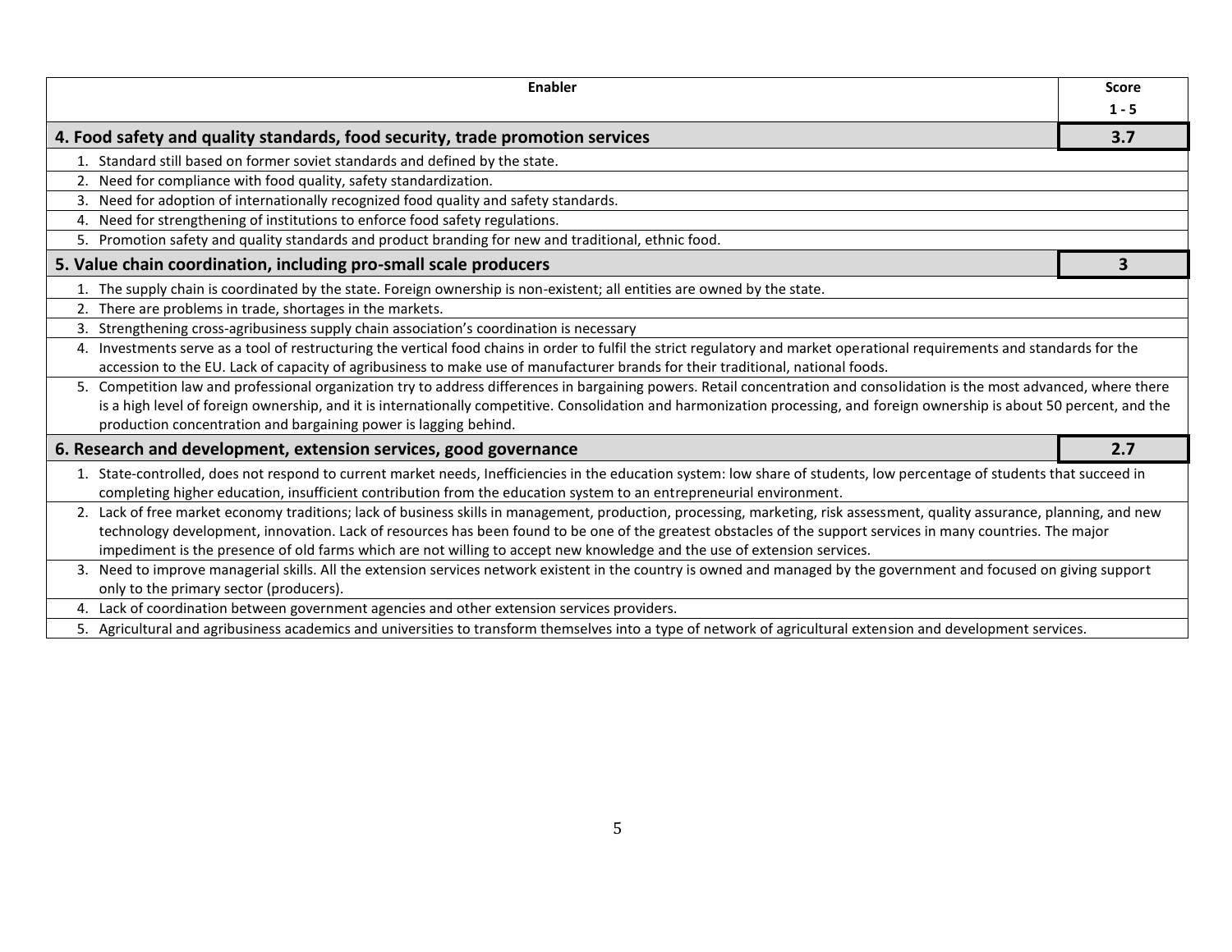| Enabler | Score 1 - 5 |
| --- | --- |
| **4. Food safety and quality standards, food security, trade promotion services** | **3.7** |
| 1. Standard still based on former soviet standards and defined by the state. | |
| 2. Need for compliance with food quality, safety standardization. | |
| 3. Need for adoption of internationally recognized food quality and safety standards. | |
| 4. Need for strengthening of institutions to enforce food safety regulations. | |
| 5. Promotion safety and quality standards and product branding for new and traditional, ethnic food. | |
| **5. Value chain coordination, including pro-small scale producers** | **3** |
| 1. The supply chain is coordinated by the state. Foreign ownership is non-existent; all entities are owned by the state. | |
| 2. There are problems in trade, shortages in the markets. | |
| 3. Strengthening cross-agribusiness supply chain association's coordination is necessary | |
| 4. Investments serve as a tool of restructuring the vertical food chains in order to fulfil the strict regulatory and market operational requirements and standards for the accession to the EU. Lack of capacity of agribusiness to make use of manufacturer brands for their traditional, national foods. | |
| 5. Competition law and professional organization try to address differences in bargaining powers. Retail concentration and consolidation is the most advanced, where there is a high level of foreign ownership, and it is internationally competitive. Consolidation and harmonization processing, and foreign ownership is about 50 percent, and the production concentration and bargaining power is lagging behind. | |
| **6. Research and development, extension services, good governance** | **2.7** |
| 1. State-controlled, does not respond to current market needs, Inefficiencies in the education system: low share of students, low percentage of students that succeed in completing higher education, insufficient contribution from the education system to an entrepreneurial environment. | |
| 2. Lack of free market economy traditions; lack of business skills in management, production, processing, marketing, risk assessment, quality assurance, planning, and new technology development, innovation. Lack of resources has been found to be one of the greatest obstacles of the support services in many countries. The major impediment is the presence of old farms which are not willing to accept new knowledge and the use of extension services. | |
| 3. Need to improve managerial skills. All the extension services network existent in the country is owned and managed by the government and focused on giving support only to the primary sector (producers). | |
| 4. Lack of coordination between government agencies and other extension services providers. | |
| 5. Agricultural and agribusiness academics and universities to transform themselves into a type of network of agricultural extension and development services. | |